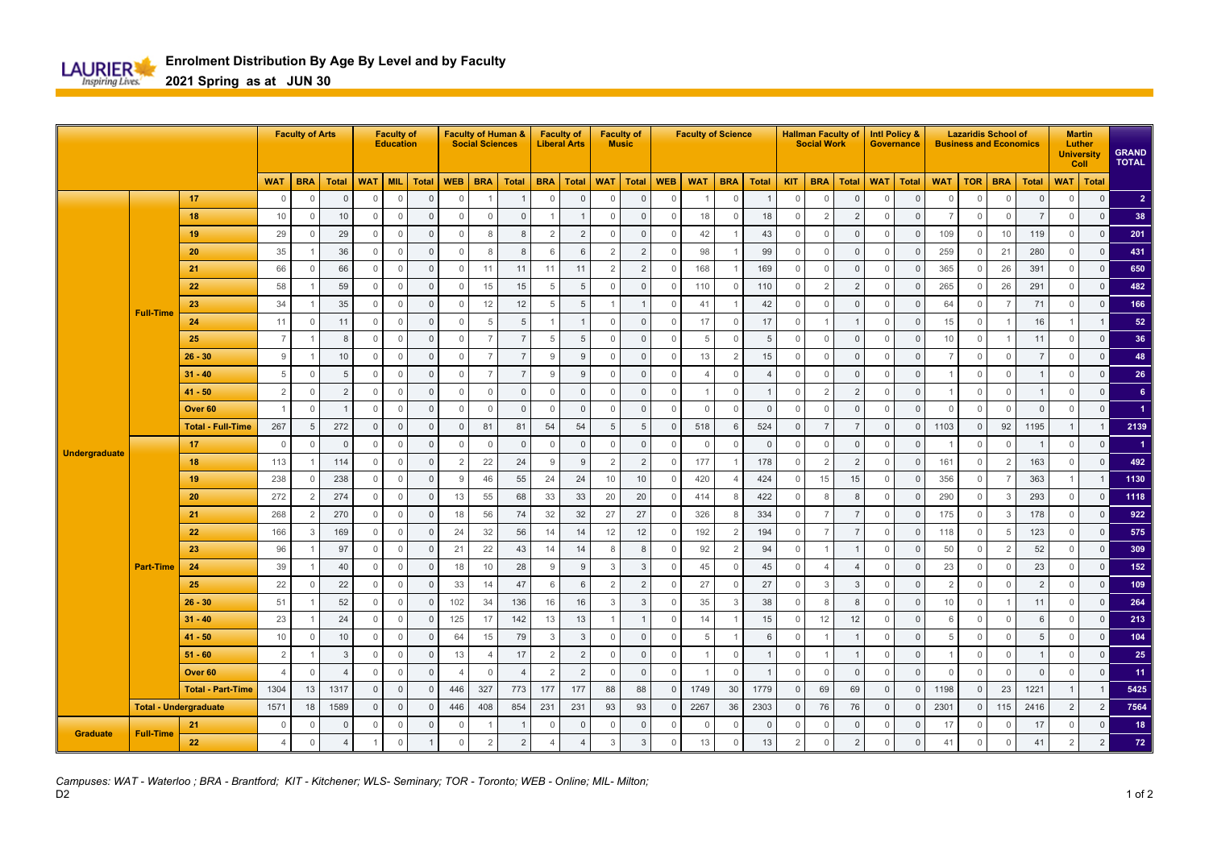# Enrolment Distribution By Age By Level and by Faculty

## 2021 Spring as at JUN 30

| | | | Faculty of Arts | | | Faculty of Education | | | Faculty of Human & Social Sciences | | | Faculty of Liberal Arts | | Faculty of Music | | Faculty of Science | | | | Hallman Faculty of Social Work | | | Intl Policy & Governance | | Lazaridis School of Business and Economics | | | | Martin Luther University Coll | | GRAND TOTAL |
|---|---|---|---|---|---|---|---|---|---|---|---|---|---|---|---|---|---|---|---|---|---|---|---|---|---|---|---|---|---|---|---|
| | | | WAT | BRA | Total | WAT | MIL | Total | WEB | BRA | Total | BRA | Total | WAT | Total | WEB | WAT | BRA | Total | KIT | BRA | Total | WAT | Total | WAT | TOR | BRA | Total | WAT | Total | |
| Undergraduate | Full-Time | 17 | 0 | 0 | 0 | 0 | 0 | 0 | 0 | 1 | 1 | 0 | 0 | 0 | 0 | 0 | 1 | 0 | 1 | 0 | 0 | 0 | 0 | 0 | 0 | 0 | 0 | 0 | 0 | 0 | 2 |
| | | 18 | 10 | 0 | 10 | 0 | 0 | 0 | 0 | 0 | 0 | 1 | 1 | 0 | 0 | 0 | 18 | 0 | 18 | 0 | 2 | 2 | 0 | 0 | 7 | 0 | 0 | 7 | 0 | 0 | 38 |
| | | 19 | 29 | 0 | 29 | 0 | 0 | 0 | 0 | 8 | 8 | 2 | 2 | 0 | 0 | 0 | 42 | 1 | 43 | 0 | 0 | 0 | 0 | 0 | 109 | 0 | 10 | 119 | 0 | 0 | 201 |
| | | 20 | 35 | 1 | 36 | 0 | 0 | 0 | 0 | 8 | 8 | 6 | 6 | 2 | 2 | 0 | 98 | 1 | 99 | 0 | 0 | 0 | 0 | 0 | 259 | 0 | 21 | 280 | 0 | 0 | 431 |
| | | 21 | 66 | 0 | 66 | 0 | 0 | 0 | 0 | 11 | 11 | 11 | 11 | 2 | 2 | 0 | 168 | 1 | 169 | 0 | 0 | 0 | 0 | 0 | 365 | 0 | 26 | 391 | 0 | 0 | 650 |
| | | 22 | 58 | 1 | 59 | 0 | 0 | 0 | 0 | 15 | 15 | 5 | 5 | 0 | 0 | 0 | 110 | 0 | 110 | 0 | 2 | 2 | 0 | 0 | 265 | 0 | 26 | 291 | 0 | 0 | 482 |
| | | 23 | 34 | 1 | 35 | 0 | 0 | 0 | 0 | 12 | 12 | 5 | 5 | 1 | 1 | 0 | 41 | 1 | 42 | 0 | 0 | 0 | 0 | 0 | 64 | 0 | 7 | 71 | 0 | 0 | 166 |
| | | 24 | 11 | 0 | 11 | 0 | 0 | 0 | 0 | 5 | 5 | 1 | 1 | 0 | 0 | 0 | 17 | 0 | 17 | 0 | 1 | 1 | 0 | 0 | 15 | 0 | 1 | 16 | 1 | 1 | 52 |
| | | 25 | 7 | 1 | 8 | 0 | 0 | 0 | 0 | 7 | 7 | 5 | 5 | 0 | 0 | 0 | 5 | 0 | 5 | 0 | 0 | 0 | 0 | 0 | 10 | 0 | 1 | 11 | 0 | 0 | 36 |
| | | 26 - 30 | 9 | 1 | 10 | 0 | 0 | 0 | 0 | 7 | 7 | 9 | 9 | 0 | 0 | 0 | 13 | 2 | 15 | 0 | 0 | 0 | 0 | 0 | 7 | 0 | 0 | 7 | 0 | 0 | 48 |
| | | 31 - 40 | 5 | 0 | 5 | 0 | 0 | 0 | 0 | 7 | 7 | 9 | 9 | 0 | 0 | 0 | 4 | 0 | 4 | 0 | 0 | 0 | 0 | 0 | 1 | 0 | 0 | 1 | 0 | 0 | 26 |
| | | 41 - 50 | 2 | 0 | 2 | 0 | 0 | 0 | 0 | 0 | 0 | 0 | 0 | 0 | 0 | 0 | 1 | 0 | 1 | 0 | 2 | 2 | 0 | 0 | 1 | 0 | 0 | 1 | 0 | 0 | 6 |
| | | Over 60 | 1 | 0 | 1 | 0 | 0 | 0 | 0 | 0 | 0 | 0 | 0 | 0 | 0 | 0 | 0 | 0 | 0 | 0 | 0 | 0 | 0 | 0 | 0 | 0 | 0 | 0 | 0 | 0 | 1 |
| | | Total - Full-Time | 267 | 5 | 272 | 0 | 0 | 0 | 0 | 81 | 81 | 54 | 54 | 5 | 5 | 0 | 518 | 6 | 524 | 0 | 7 | 7 | 0 | 0 | 1103 | 0 | 92 | 1195 | 1 | 1 | 2139 |
| | Part-Time | 17 | 0 | 0 | 0 | 0 | 0 | 0 | 0 | 0 | 0 | 0 | 0 | 0 | 0 | 0 | 0 | 0 | 0 | 0 | 0 | 0 | 0 | 0 | 1 | 0 | 0 | 1 | 0 | 0 | 1 |
| | | 18 | 113 | 1 | 114 | 0 | 0 | 0 | 2 | 22 | 24 | 9 | 9 | 2 | 2 | 0 | 177 | 1 | 178 | 0 | 2 | 2 | 0 | 0 | 161 | 0 | 2 | 163 | 0 | 0 | 492 |
| | | 19 | 238 | 0 | 238 | 0 | 0 | 0 | 9 | 46 | 55 | 24 | 24 | 10 | 10 | 0 | 420 | 4 | 424 | 0 | 15 | 15 | 0 | 0 | 356 | 0 | 7 | 363 | 1 | 1 | 1130 |
| | | 20 | 272 | 2 | 274 | 0 | 0 | 0 | 13 | 55 | 68 | 33 | 33 | 20 | 20 | 0 | 414 | 8 | 422 | 0 | 8 | 8 | 0 | 0 | 290 | 0 | 3 | 293 | 0 | 0 | 1118 |
| | | 21 | 268 | 2 | 270 | 0 | 0 | 0 | 18 | 56 | 74 | 32 | 32 | 27 | 27 | 0 | 326 | 8 | 334 | 0 | 7 | 7 | 0 | 0 | 175 | 0 | 3 | 178 | 0 | 0 | 922 |
| | | 22 | 166 | 3 | 169 | 0 | 0 | 0 | 24 | 32 | 56 | 14 | 14 | 12 | 12 | 0 | 192 | 2 | 194 | 0 | 7 | 7 | 0 | 0 | 118 | 0 | 5 | 123 | 0 | 0 | 575 |
| | | 23 | 96 | 1 | 97 | 0 | 0 | 0 | 21 | 22 | 43 | 14 | 14 | 8 | 8 | 0 | 92 | 2 | 94 | 0 | 1 | 1 | 0 | 0 | 50 | 0 | 2 | 52 | 0 | 0 | 309 |
| | | 24 | 39 | 1 | 40 | 0 | 0 | 0 | 18 | 10 | 28 | 9 | 9 | 3 | 3 | 0 | 45 | 0 | 45 | 0 | 4 | 4 | 0 | 0 | 23 | 0 | 0 | 23 | 0 | 0 | 152 |
| | | 25 | 22 | 0 | 22 | 0 | 0 | 0 | 33 | 14 | 47 | 6 | 6 | 2 | 2 | 0 | 27 | 0 | 27 | 0 | 3 | 3 | 0 | 0 | 2 | 0 | 0 | 2 | 0 | 0 | 109 |
| | | 26 - 30 | 51 | 1 | 52 | 0 | 0 | 0 | 102 | 34 | 136 | 16 | 16 | 3 | 3 | 0 | 35 | 3 | 38 | 0 | 8 | 8 | 0 | 0 | 10 | 0 | 1 | 11 | 0 | 0 | 264 |
| | | 31 - 40 | 23 | 1 | 24 | 0 | 0 | 0 | 125 | 17 | 142 | 13 | 13 | 1 | 1 | 0 | 14 | 1 | 15 | 0 | 12 | 12 | 0 | 0 | 6 | 0 | 0 | 6 | 0 | 0 | 213 |
| | | 41 - 50 | 10 | 0 | 10 | 0 | 0 | 0 | 64 | 15 | 79 | 3 | 3 | 0 | 0 | 0 | 5 | 1 | 6 | 0 | 1 | 1 | 0 | 0 | 5 | 0 | 0 | 5 | 0 | 0 | 104 |
| | | 51 - 60 | 2 | 1 | 3 | 0 | 0 | 0 | 13 | 4 | 17 | 2 | 2 | 0 | 0 | 0 | 1 | 0 | 1 | 0 | 1 | 1 | 0 | 0 | 1 | 0 | 0 | 1 | 0 | 0 | 25 |
| | | Over 60 | 4 | 0 | 4 | 0 | 0 | 0 | 4 | 0 | 4 | 2 | 2 | 0 | 0 | 0 | 1 | 0 | 1 | 0 | 0 | 0 | 0 | 0 | 0 | 0 | 0 | 0 | 0 | 0 | 11 |
| | | Total - Part-Time | 1304 | 13 | 1317 | 0 | 0 | 0 | 446 | 327 | 773 | 177 | 177 | 88 | 88 | 0 | 1749 | 30 | 1779 | 0 | 69 | 69 | 0 | 0 | 1198 | 0 | 23 | 1221 | 1 | 1 | 5425 |
| | Total - Undergraduate | | 1571 | 18 | 1589 | 0 | 0 | 0 | 446 | 408 | 854 | 231 | 231 | 93 | 93 | 0 | 2267 | 36 | 2303 | 0 | 76 | 76 | 0 | 0 | 2301 | 0 | 115 | 2416 | 2 | 2 | 7564 |
| Graduate | Full-Time | 21 | 0 | 0 | 0 | 0 | 0 | 0 | 0 | 1 | 1 | 0 | 0 | 0 | 0 | 0 | 0 | 0 | 0 | 0 | 0 | 0 | 0 | 0 | 17 | 0 | 0 | 17 | 0 | 0 | 18 |
| | | 22 | 4 | 0 | 4 | 1 | 0 | 1 | 0 | 2 | 2 | 4 | 4 | 3 | 3 | 0 | 13 | 0 | 13 | 2 | 0 | 2 | 0 | 0 | 41 | 0 | 0 | 41 | 2 | 2 | 72 |

*Campuses: WAT - Waterloo ; BRA - Brantford; KIT - Kitchener; WLS- Seminary; TOR - Toronto; WEB - Online; MIL- Milton;*

D2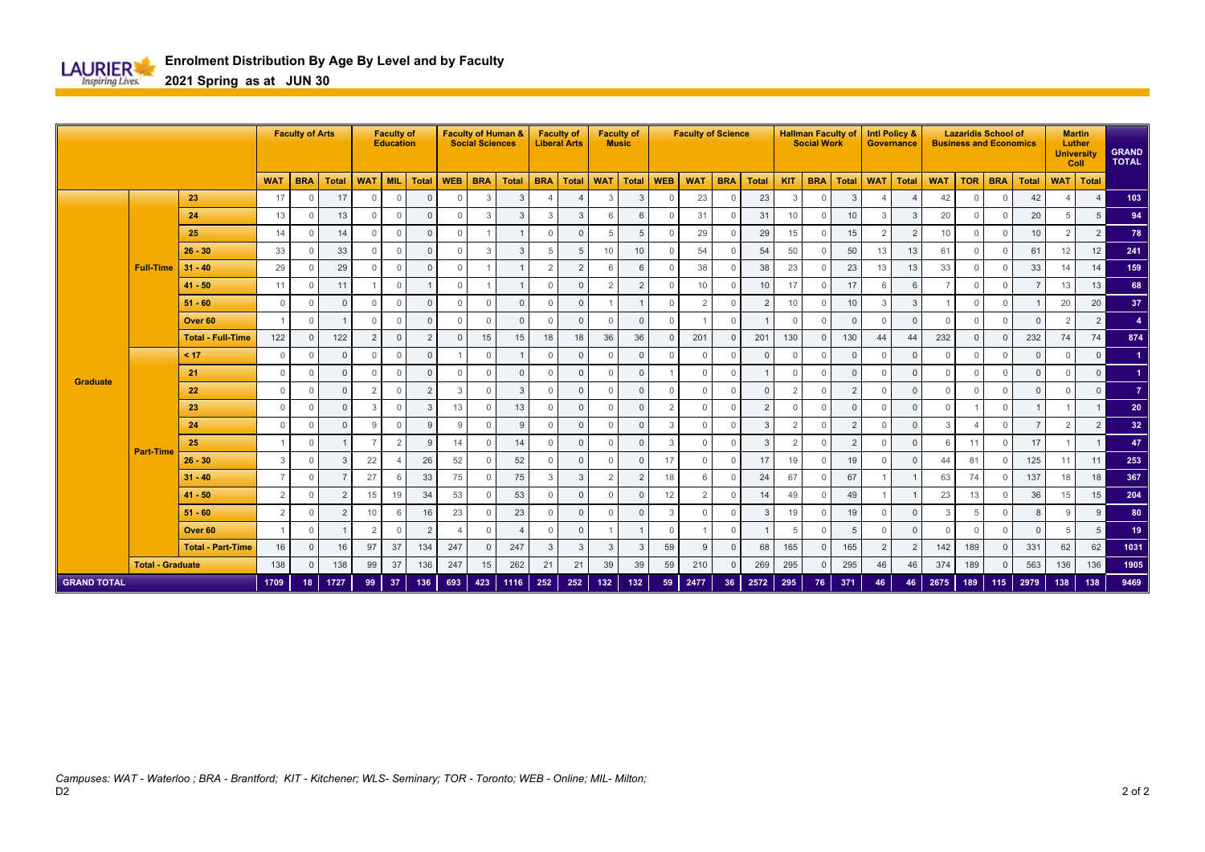# Enrolment Distribution By Age By Level and by Faculty

## 2021 Spring as at JUN 30

| | | | Faculty of Arts | | | Faculty of Education | | | Faculty of Human & Social Sciences | | | Faculty of Liberal Arts | | Faculty of Music | | Faculty of Science | | | | Hallman Faculty of Social Work | | | Intl Policy & Governance | | Lazaridis School of Business and Economics | | | | Martin Luther University Coll | | GRAND TOTAL |
|---|---|---|---|---|---|---|---|---|---|---|---|---|---|---|---|---|---|---|---|---|---|---|---|---|---|---|---|---|---|---|---|
| | | | WAT | BRA | Total | WAT | MIL | Total | WEB | BRA | Total | BRA | Total | WAT | Total | WEB | WAT | BRA | Total | KIT | BRA | Total | WAT | Total | WAT | TOR | BRA | Total | WAT | Total | |
| Graduate | Full-Time | 23 | 17 | 0 | 17 | 0 | 0 | 0 | 0 | 3 | 3 | 4 | 4 | 3 | 3 | 0 | 23 | 0 | 23 | 3 | 0 | 3 | 4 | 4 | 42 | 0 | 0 | 42 | 4 | 4 | 103 |
| | | 24 | 13 | 0 | 13 | 0 | 0 | 0 | 0 | 3 | 3 | 3 | 3 | 6 | 6 | 0 | 31 | 0 | 31 | 10 | 0 | 10 | 3 | 3 | 20 | 0 | 0 | 20 | 5 | 5 | 94 |
| | | 25 | 14 | 0 | 14 | 0 | 0 | 0 | 0 | 1 | 1 | 0 | 0 | 5 | 5 | 0 | 29 | 0 | 29 | 15 | 0 | 15 | 2 | 2 | 10 | 0 | 0 | 10 | 2 | 2 | 78 |
| | | 26 - 30 | 33 | 0 | 33 | 0 | 0 | 0 | 0 | 3 | 3 | 5 | 5 | 10 | 10 | 0 | 54 | 0 | 54 | 50 | 0 | 50 | 13 | 13 | 61 | 0 | 0 | 61 | 12 | 12 | 241 |
| | | 31 - 40 | 29 | 0 | 29 | 0 | 0 | 0 | 0 | 1 | 1 | 2 | 2 | 6 | 6 | 0 | 38 | 0 | 38 | 23 | 0 | 23 | 13 | 13 | 33 | 0 | 0 | 33 | 14 | 14 | 159 |
| | | 41 - 50 | 11 | 0 | 11 | 1 | 0 | 1 | 0 | 1 | 1 | 0 | 0 | 2 | 2 | 0 | 10 | 0 | 10 | 17 | 0 | 17 | 6 | 6 | 7 | 0 | 0 | 7 | 13 | 13 | 68 |
| | | 51 - 60 | 0 | 0 | 0 | 0 | 0 | 0 | 0 | 0 | 0 | 0 | 0 | 1 | 1 | 0 | 2 | 0 | 2 | 10 | 0 | 10 | 3 | 3 | 1 | 0 | 0 | 1 | 20 | 20 | 37 |
| | | Over 60 | 1 | 0 | 1 | 0 | 0 | 0 | 0 | 0 | 0 | 0 | 0 | 0 | 0 | 0 | 1 | 0 | 1 | 0 | 0 | 0 | 0 | 0 | 0 | 0 | 0 | 0 | 2 | 2 | 4 |
| | | Total - Full-Time | 122 | 0 | 122 | 2 | 0 | 2 | 0 | 15 | 15 | 18 | 18 | 36 | 36 | 0 | 201 | 0 | 201 | 130 | 0 | 130 | 44 | 44 | 232 | 0 | 0 | 232 | 74 | 74 | 874 |
| | Part-Time | < 17 | 0 | 0 | 0 | 0 | 0 | 0 | 1 | 0 | 1 | 0 | 0 | 0 | 0 | 0 | 0 | 0 | 0 | 0 | 0 | 0 | 0 | 0 | 0 | 0 | 0 | 0 | 0 | 0 | 1 |
| | | 21 | 0 | 0 | 0 | 0 | 0 | 0 | 0 | 0 | 0 | 0 | 0 | 0 | 0 | 1 | 0 | 0 | 1 | 0 | 0 | 0 | 0 | 0 | 0 | 0 | 0 | 0 | 0 | 0 | 1 |
| | | 22 | 0 | 0 | 0 | 2 | 0 | 2 | 3 | 0 | 3 | 0 | 0 | 0 | 0 | 0 | 0 | 0 | 0 | 2 | 0 | 2 | 0 | 0 | 0 | 0 | 0 | 0 | 0 | 0 | 7 |
| | | 23 | 0 | 0 | 0 | 3 | 0 | 3 | 13 | 0 | 13 | 0 | 0 | 0 | 0 | 2 | 0 | 0 | 2 | 0 | 0 | 0 | 0 | 0 | 0 | 1 | 0 | 1 | 1 | 1 | 20 |
| | | 24 | 0 | 0 | 0 | 9 | 0 | 9 | 9 | 0 | 9 | 0 | 0 | 0 | 0 | 3 | 0 | 0 | 3 | 2 | 0 | 2 | 0 | 0 | 3 | 4 | 0 | 7 | 2 | 2 | 32 |
| | | 25 | 1 | 0 | 1 | 7 | 2 | 9 | 14 | 0 | 14 | 0 | 0 | 0 | 0 | 3 | 0 | 0 | 3 | 2 | 0 | 2 | 0 | 0 | 6 | 11 | 0 | 17 | 1 | 1 | 47 |
| | | 26 - 30 | 3 | 0 | 3 | 22 | 4 | 26 | 52 | 0 | 52 | 0 | 0 | 0 | 0 | 17 | 0 | 0 | 17 | 19 | 0 | 19 | 0 | 0 | 44 | 81 | 0 | 125 | 11 | 11 | 253 |
| | | 31 - 40 | 7 | 0 | 7 | 27 | 6 | 33 | 75 | 0 | 75 | 3 | 3 | 2 | 2 | 18 | 6 | 0 | 24 | 67 | 0 | 67 | 1 | 1 | 63 | 74 | 0 | 137 | 18 | 18 | 367 |
| | | 41 - 50 | 2 | 0 | 2 | 15 | 19 | 34 | 53 | 0 | 53 | 0 | 0 | 0 | 0 | 12 | 2 | 0 | 14 | 49 | 0 | 49 | 1 | 1 | 23 | 13 | 0 | 36 | 15 | 15 | 204 |
| | | 51 - 60 | 2 | 0 | 2 | 10 | 6 | 16 | 23 | 0 | 23 | 0 | 0 | 0 | 0 | 3 | 0 | 0 | 3 | 19 | 0 | 19 | 0 | 0 | 3 | 5 | 0 | 8 | 9 | 9 | 80 |
| | | Over 60 | 1 | 0 | 1 | 2 | 0 | 2 | 4 | 0 | 4 | 0 | 0 | 1 | 1 | 0 | 1 | 0 | 1 | 5 | 0 | 5 | 0 | 0 | 0 | 0 | 0 | 0 | 5 | 5 | 19 |
| | | Total - Part-Time | 16 | 0 | 16 | 97 | 37 | 134 | 247 | 0 | 247 | 3 | 3 | 3 | 3 | 59 | 9 | 0 | 68 | 165 | 0 | 165 | 2 | 2 | 142 | 189 | 0 | 331 | 62 | 62 | 1031 |
| | Total - Graduate | | 138 | 0 | 138 | 99 | 37 | 136 | 247 | 15 | 262 | 21 | 21 | 39 | 39 | 59 | 210 | 0 | 269 | 295 | 0 | 295 | 46 | 46 | 374 | 189 | 0 | 563 | 136 | 136 | 1905 |
| GRAND TOTAL | | | 1709 | 18 | 1727 | 99 | 37 | 136 | 693 | 423 | 1116 | 252 | 252 | 132 | 132 | 59 | 2477 | 36 | 2572 | 295 | 76 | 371 | 46 | 46 | 2675 | 189 | 115 | 2979 | 138 | 138 | 9469 |

*Campuses: WAT - Waterloo ; BRA - Brantford; KIT - Kitchener; WLS- Seminary; TOR - Toronto; WEB - Online; MIL- Milton;*

D2